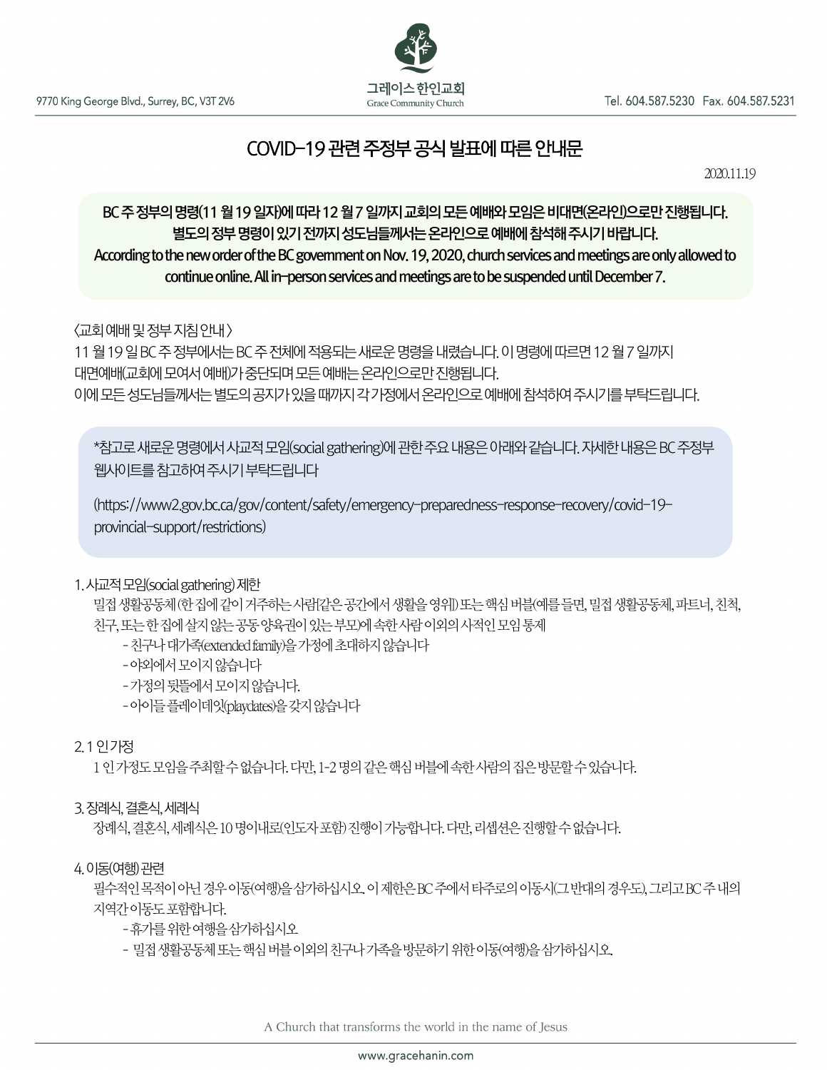9770 King George Blvd., Surrey, BC, V3T 2V6

그레이스 한인교회
Grace Community Church

Tel. 604.587.5230 Fax. 604.587.5231

# COVID-19 관련 주정부 공식 발표에 따른 안내문

2020.11.19

**BC 주 정부의 명령(11 월 19 일자)에 따라 12 월 7 일까지 교회의 모든 예배와 모임은 비대면(온라인)으로만 진행됩니다. 별도의 정부 명령이 있기 전까지 성도님들께서는 온라인으로 예배에 참석해 주시기 바랍니다.**
**According to the new order of the BC government on Nov. 19, 2020, church services and meetings are only allowed to continue online. All in-person services and meetings are to be suspended until December 7.**

〈교회 예배 및 정부 지침 안내〉
11 월 19 일 BC 주 정부에서는 BC 주 전체에 적용되는 새로운 명령을 내렸습니다. 이 명령에 따르면 12 월 7 일까지 대면예배(교회에 모여서 예배)가 중단되며 모든 예배는 온라인으로만 진행됩니다.
이에 모든 성도님들께서는 별도의 공지가 있을 때까지 각 가정에서 온라인으로 예배에 참석하여 주시기를 부탁드립니다.

*참고로 새로운 명령에서 사교적 모임(social gathering)에 관한 주요 내용은 아래와 같습니다. 자세한 내용은 BC 주정부 웹사이트를 참고하여 주시기 부탁드립니다

(https://www2.gov.bc.ca/gov/content/safety/emergency-preparedness-response-recovery/covid-19-provincial-support/restrictions)

1. 사교적 모임(social gathering) 제한
   밀접 생활공동체 (한 집에 같이 거주하는 사람[같은 공간에서 생활을 영위]) 또는 핵심 버블(예를 들면, 밀접 생활공동체, 파트너, 친척, 친구, 또는 한 집에 살지 않는 공동 양육권이 있는 부모)에 속한 사람 이외의 사적인 모임 통제
   - 친구나 대가족(extended family)을 가정에 초대하지 않습니다
   - 야외에서 모이지 않습니다
   - 가정의 뒷뜰에서 모이지 않습니다.
   - 아이들 플레이데잇(playdates)을 갖지 않습니다

2. 1 인 가정
   1 인 가정도 모임을 주최할 수 없습니다. 다만, 1-2 명의 같은 핵심 버블에 속한 사람의 집은 방문할 수 있습니다.

3. 장례식, 결혼식, 세례식
   장례식, 결혼식, 세례식은 10 명이내로(인도자 포함) 진행이 가능합니다. 다만, 리셉션은 진행할 수 없습니다.

4. 이동(여행) 관련
   필수적인 목적이 아닌 경우 이동(여행)을 삼가하십시오. 이 제한은 BC 주에서 타주로의 이동시(그 반대의 경우도), 그리고 BC 주 내의 지역간 이동도 포함합니다.
   - 휴가를 위한 여행을 삼가하십시오
   - 밀접 생활공동체 또는 핵심 버블 이외의 친구나 가족을 방문하기 위한 이동(여행)을 삼가하십시오.

A Church that transforms the world in the name of Jesus

www.gracehanin.com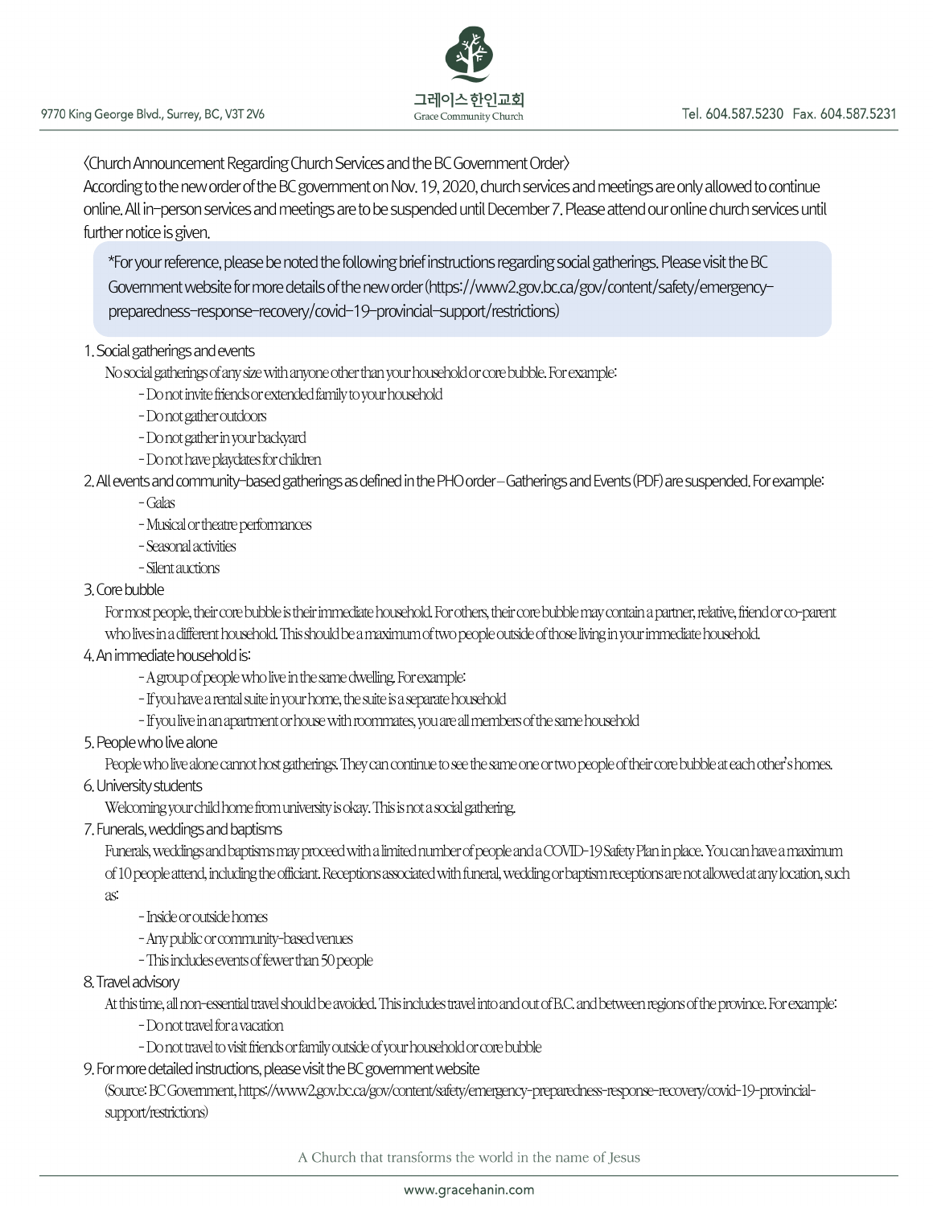〈Church Announcement Regarding Church Services and the BC Government Order〉

According to the new order of the BC government on Nov. 19, 2020, church services and meetings are only allowed to continue online. All in-person services and meetings are to be suspended until December 7. Please attend our online church services until further notice is given.

> *For your reference, please be noted the following brief instructions regarding social gatherings. Please visit the BC Government website for more details of the new order (https://www2.gov.bc.ca/gov/content/safety/emergency-preparedness-response-recovery/covid-19-provincial-support/restrictions)

1. Social gatherings and events

   No social gatherings of any size with anyone other than your household or core bubble. For example:
   - Do not invite friends or extended family to your household
   - Do not gather outdoors
   - Do not gather in your backyard
   - Do not have playdates for children
2. All events and community-based gatherings as defined in the PHO order – Gatherings and Events (PDF) are suspended. For example:
   - Galas
   - Musical or theatre performances
   - Seasonal activities
   - Silent auctions
3. Core bubble

   For most people, their core bubble is their immediate household. For others, their core bubble may contain a partner, relative, friend or co-parent who lives in a different household. This should be a maximum of two people outside of those living in your immediate household.
4. An immediate household is:
   - A group of people who live in the same dwelling. For example:
   - If you have a rental suite in your home, the suite is a separate household
   - If you live in an apartment or house with roommates, you are all members of the same household
5. People who live alone

   People who live alone cannot host gatherings. They can continue to see the same one or two people of their core bubble at each other's homes.
6. University students

   Welcoming your child home from university is okay. This is not a social gathering.
7. Funerals, weddings and baptisms

   Funerals, weddings and baptisms may proceed with a limited number of people and a COVID-19 Safety Plan in place. You can have a maximum of 10 people attend, including the officiant. Receptions associated with funeral, wedding or baptism receptions are not allowed at any location, such as:
   - Inside or outside homes
   - Any public or community-based venues
   - This includes events of fewer than 50 people
8. Travel advisory

   At this time, all non-essential travel should be avoided. This includes travel into and out of B.C. and between regions of the province. For example:
   - Do not travel for a vacation
   - Do not travel to visit friends or family outside of your household or core bubble
9. For more detailed instructions, please visit the BC government website

   (Source: BC Government, https://www2.gov.bc.ca/gov/content/safety/emergency-preparedness-response-recovery/covid-19-provincial-support/restrictions)